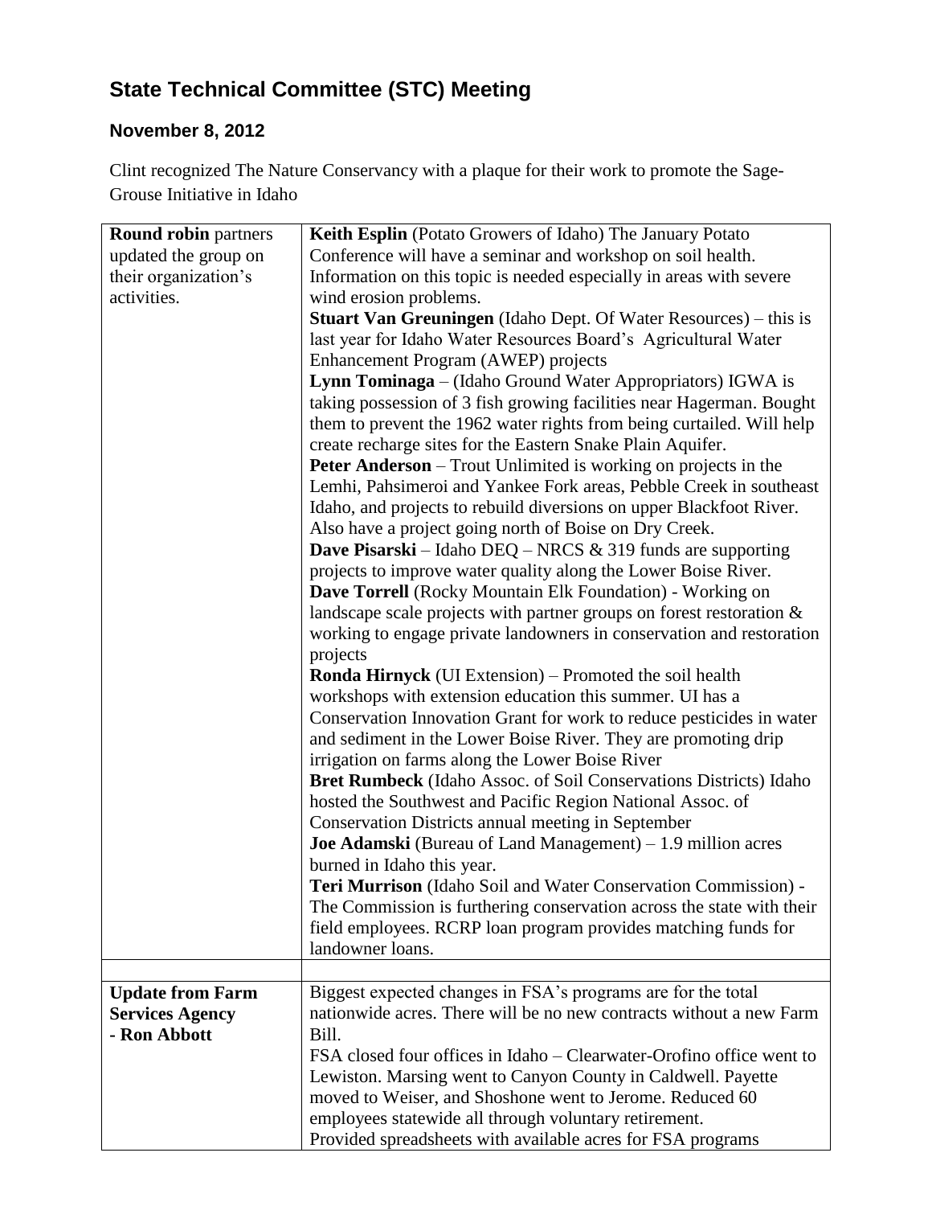# State Technical Committee (STC) Meeting

## November 8, 2012

Clint recognized The Nature Conservancy with a plaque for their work to promote the Sage-Grouse Initiative in Idaho

| | |
|---|---|
| **Round robin** partners updated the group on their organization's activities. | **Keith Esplin** (Potato Growers of Idaho) The January Potato Conference will have a seminar and workshop on soil health. Information on this topic is needed especially in areas with severe wind erosion problems.<br>**Stuart Van Greuningen** (Idaho Dept. Of Water Resources) – this is last year for Idaho Water Resources Board's Agricultural Water Enhancement Program (AWEP) projects<br>**Lynn Tominaga** – (Idaho Ground Water Appropriators) IGWA is taking possession of 3 fish growing facilities near Hagerman. Bought them to prevent the 1962 water rights from being curtailed. Will help create recharge sites for the Eastern Snake Plain Aquifer.<br>**Peter Anderson** – Trout Unlimited is working on projects in the Lemhi, Pahsimeroi and Yankee Fork areas, Pebble Creek in southeast Idaho, and projects to rebuild diversions on upper Blackfoot River. Also have a project going north of Boise on Dry Creek.<br>**Dave Pisarski** – Idaho DEQ – NRCS & 319 funds are supporting projects to improve water quality along the Lower Boise River.<br>**Dave Torrell** (Rocky Mountain Elk Foundation) - Working on landscape scale projects with partner groups on forest restoration & working to engage private landowners in conservation and restoration projects<br>**Ronda Hirnyck** (UI Extension) – Promoted the soil health workshops with extension education this summer. UI has a Conservation Innovation Grant for work to reduce pesticides in water and sediment in the Lower Boise River. They are promoting drip irrigation on farms along the Lower Boise River<br>**Bret Rumbeck** (Idaho Assoc. of Soil Conservations Districts) Idaho hosted the Southwest and Pacific Region National Assoc. of Conservation Districts annual meeting in September<br>**Joe Adamski** (Bureau of Land Management) – 1.9 million acres burned in Idaho this year.<br>**Teri Murrison** (Idaho Soil and Water Conservation Commission) - The Commission is furthering conservation across the state with their field employees. RCRP loan program provides matching funds for landowner loans. |
| | |
| **Update from Farm Services Agency - Ron Abbott** | Biggest expected changes in FSA's programs are for the total nationwide acres. There will be no new contracts without a new Farm Bill.<br>FSA closed four offices in Idaho – Clearwater-Orofino office went to Lewiston. Marsing went to Canyon County in Caldwell. Payette moved to Weiser, and Shoshone went to Jerome. Reduced 60 employees statewide all through voluntary retirement.<br>Provided spreadsheets with available acres for FSA programs |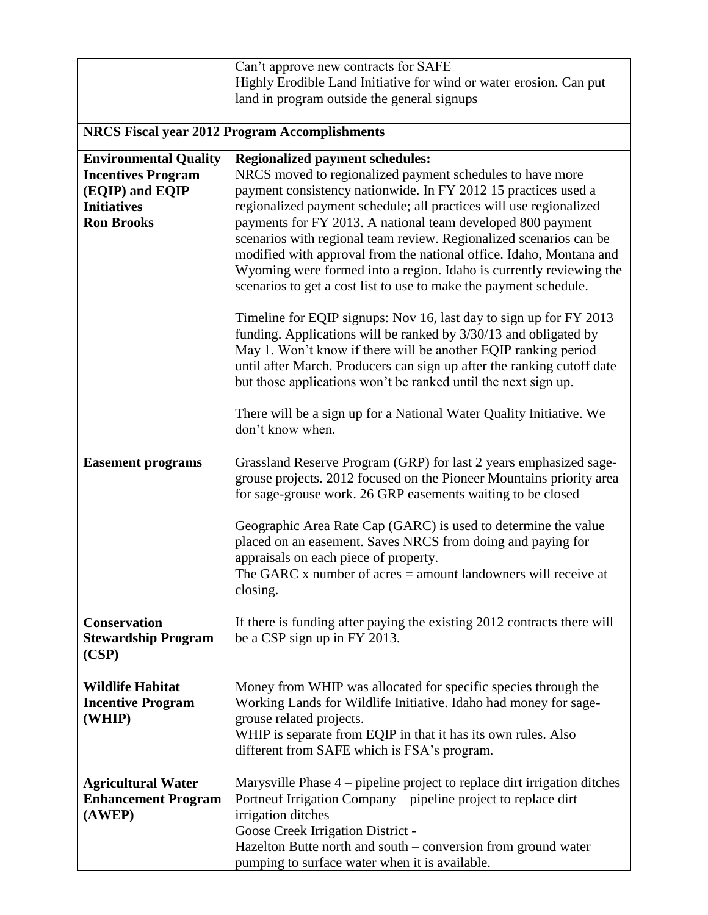| | |
|---|---|
| | Can't approve new contracts for SAFE<br>Highly Erodible Land Initiative for wind or water erosion. Can put land in program outside the general signups |
| | |
| **NRCS Fiscal year 2012 Program Accomplishments** | |
| **Environmental Quality Incentives Program (EQIP) and EQIP Initiatives**<br>**Ron Brooks** | **Regionalized payment schedules:**<br>NRCS moved to regionalized payment schedules to have more payment consistency nationwide. In FY 2012 15 practices used a regionalized payment schedule; all practices will use regionalized payments for FY 2013. A national team developed 800 payment scenarios with regional team review. Regionalized scenarios can be modified with approval from the national office. Idaho, Montana and Wyoming were formed into a region. Idaho is currently reviewing the scenarios to get a cost list to use to make the payment schedule.<br><br>Timeline for EQIP signups: Nov 16, last day to sign up for FY 2013 funding. Applications will be ranked by 3/30/13 and obligated by May 1. Won't know if there will be another EQIP ranking period until after March. Producers can sign up after the ranking cutoff date but those applications won't be ranked until the next sign up.<br><br>There will be a sign up for a National Water Quality Initiative. We don't know when. |
| **Easement programs** | Grassland Reserve Program (GRP) for last 2 years emphasized sage-grouse projects. 2012 focused on the Pioneer Mountains priority area for sage-grouse work. 26 GRP easements waiting to be closed<br><br>Geographic Area Rate Cap (GARC) is used to determine the value placed on an easement. Saves NRCS from doing and paying for appraisals on each piece of property.<br>The GARC x number of acres = amount landowners will receive at closing. |
| **Conservation Stewardship Program (CSP)** | If there is funding after paying the existing 2012 contracts there will be a CSP sign up in FY 2013. |
| **Wildlife Habitat Incentive Program (WHIP)** | Money from WHIP was allocated for specific species through the Working Lands for Wildlife Initiative. Idaho had money for sage-grouse related projects.<br>WHIP is separate from EQIP in that it has its own rules. Also different from SAFE which is FSA's program. |
| **Agricultural Water Enhancement Program (AWEP)** | Marysville Phase 4 – pipeline project to replace dirt irrigation ditches<br>Portneuf Irrigation Company – pipeline project to replace dirt irrigation ditches<br>Goose Creek Irrigation District -<br>Hazelton Butte north and south – conversion from ground water pumping to surface water when it is available. |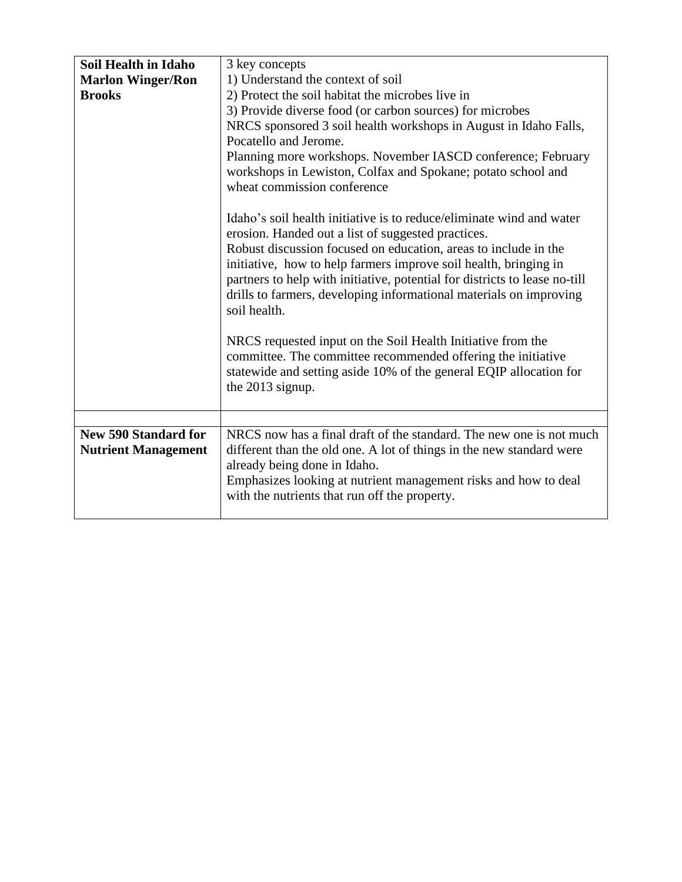| | |
|---|---|
| **Soil Health in Idaho Marlon Winger/Ron Brooks** | 3 key concepts<br>1) Understand the context of soil<br>2) Protect the soil habitat the microbes live in<br>3) Provide diverse food (or carbon sources) for microbes<br>NRCS sponsored 3 soil health workshops in August in Idaho Falls, Pocatello and Jerome.<br>Planning more workshops. November IASCD conference; February workshops in Lewiston, Colfax and Spokane; potato school and wheat commission conference<br><br>Idaho's soil health initiative is to reduce/eliminate wind and water erosion. Handed out a list of suggested practices.<br>Robust discussion focused on education, areas to include in the initiative, how to help farmers improve soil health, bringing in partners to help with initiative, potential for districts to lease no-till drills to farmers, developing informational materials on improving soil health.<br><br>NRCS requested input on the Soil Health Initiative from the committee. The committee recommended offering the initiative statewide and setting aside 10% of the general EQIP allocation for the 2013 signup. |
| | |
| **New 590 Standard for Nutrient Management** | NRCS now has a final draft of the standard. The new one is not much different than the old one. A lot of things in the new standard were already being done in Idaho.<br>Emphasizes looking at nutrient management risks and how to deal with the nutrients that run off the property. |